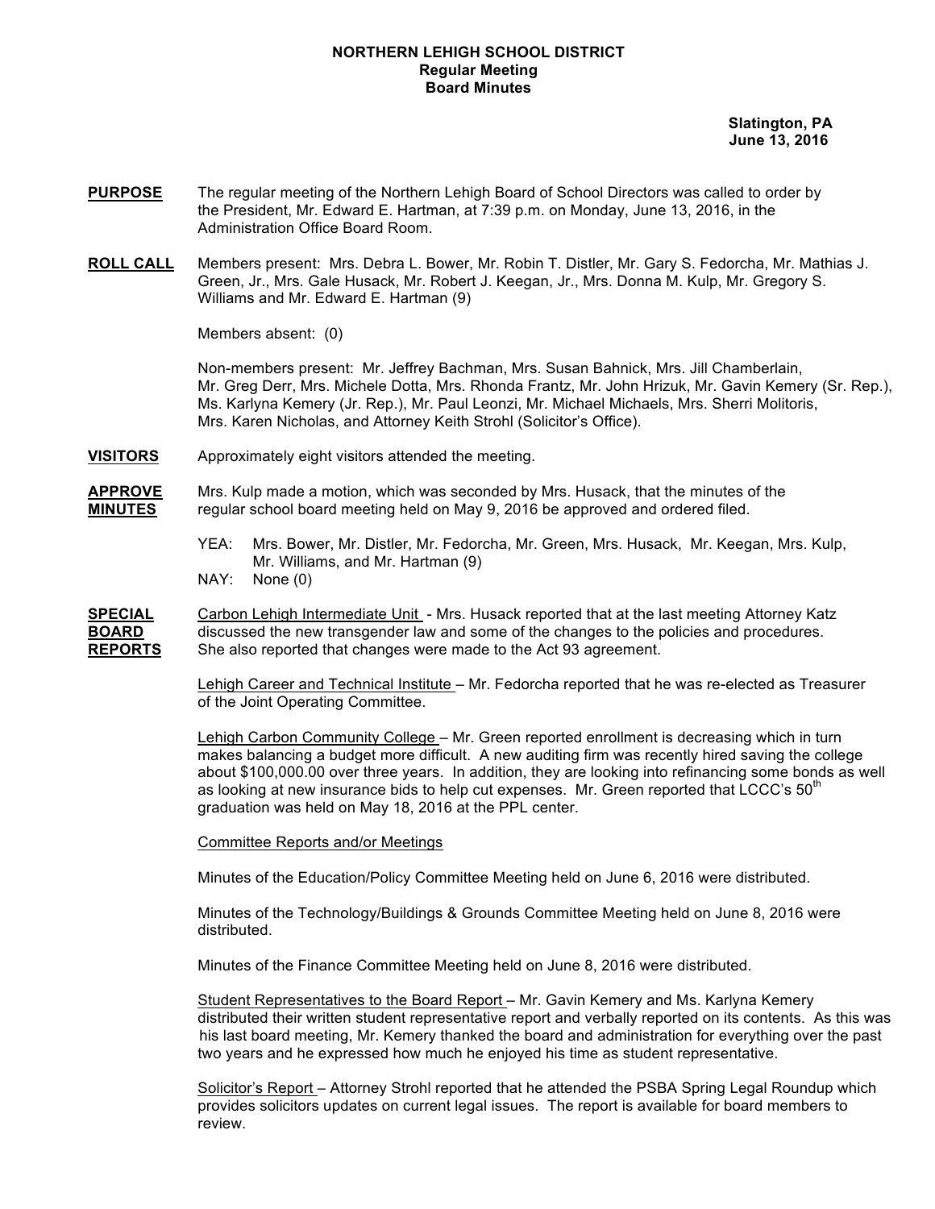**NORTHERN LEHIGH SCHOOL DISTRICT**
**Regular Meeting**
**Board Minutes**

**Slatington, PA**
**June 13, 2016**

**PURPOSE** The regular meeting of the Northern Lehigh Board of School Directors was called to order by the President, Mr. Edward E. Hartman, at 7:39 p.m. on Monday, June 13, 2016, in the Administration Office Board Room.

**ROLL CALL** Members present: Mrs. Debra L. Bower, Mr. Robin T. Distler, Mr. Gary S. Fedorcha, Mr. Mathias J. Green, Jr., Mrs. Gale Husack, Mr. Robert J. Keegan, Jr., Mrs. Donna M. Kulp, Mr. Gregory S. Williams and Mr. Edward E. Hartman (9)

Members absent: (0)

Non-members present: Mr. Jeffrey Bachman, Mrs. Susan Bahnick, Mrs. Jill Chamberlain, Mr. Greg Derr, Mrs. Michele Dotta, Mrs. Rhonda Frantz, Mr. John Hrizuk, Mr. Gavin Kemery (Sr. Rep.), Ms. Karlyna Kemery (Jr. Rep.), Mr. Paul Leonzi, Mr. Michael Michaels, Mrs. Sherri Molitoris, Mrs. Karen Nicholas, and Attorney Keith Strohl (Solicitor's Office).

**VISITORS** Approximately eight visitors attended the meeting.

**APPROVE MINUTES** Mrs. Kulp made a motion, which was seconded by Mrs. Husack, that the minutes of the regular school board meeting held on May 9, 2016 be approved and ordered filed.

YEA: Mrs. Bower, Mr. Distler, Mr. Fedorcha, Mr. Green, Mrs. Husack, Mr. Keegan, Mrs. Kulp, Mr. Williams, and Mr. Hartman (9)
NAY: None (0)

**SPECIAL BOARD REPORTS** Carbon Lehigh Intermediate Unit - Mrs. Husack reported that at the last meeting Attorney Katz discussed the new transgender law and some of the changes to the policies and procedures. She also reported that changes were made to the Act 93 agreement.

Lehigh Career and Technical Institute – Mr. Fedorcha reported that he was re-elected as Treasurer of the Joint Operating Committee.

Lehigh Carbon Community College – Mr. Green reported enrollment is decreasing which in turn makes balancing a budget more difficult. A new auditing firm was recently hired saving the college about $100,000.00 over three years. In addition, they are looking into refinancing some bonds as well as looking at new insurance bids to help cut expenses. Mr. Green reported that LCCC's 50th graduation was held on May 18, 2016 at the PPL center.

Committee Reports and/or Meetings

Minutes of the Education/Policy Committee Meeting held on June 6, 2016 were distributed.

Minutes of the Technology/Buildings & Grounds Committee Meeting held on June 8, 2016 were distributed.

Minutes of the Finance Committee Meeting held on June 8, 2016 were distributed.

Student Representatives to the Board Report – Mr. Gavin Kemery and Ms. Karlyna Kemery distributed their written student representative report and verbally reported on its contents. As this was his last board meeting, Mr. Kemery thanked the board and administration for everything over the past two years and he expressed how much he enjoyed his time as student representative.

Solicitor's Report – Attorney Strohl reported that he attended the PSBA Spring Legal Roundup which provides solicitors updates on current legal issues. The report is available for board members to review.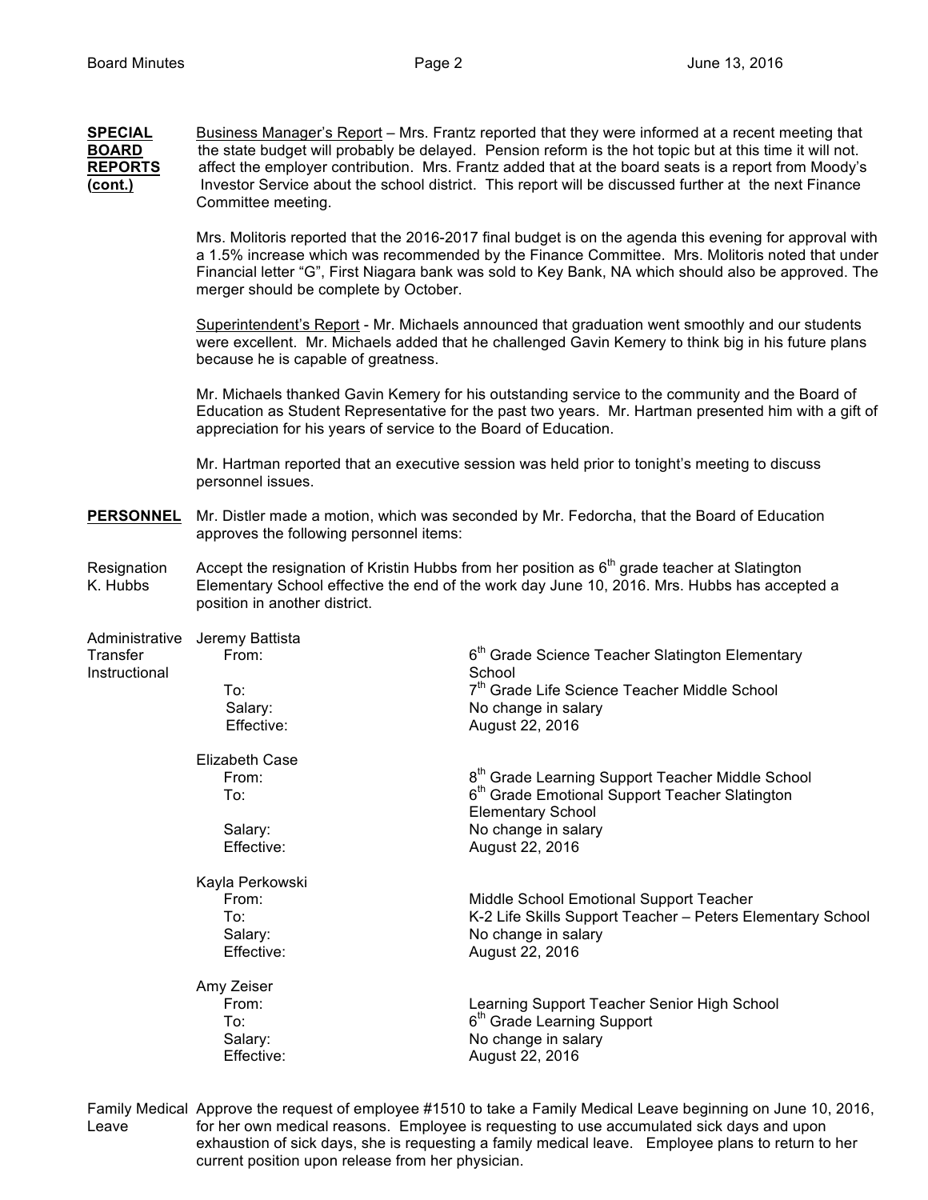**SPECIAL BOARD REPORTS (cont.)**

Business Manager's Report – Mrs. Frantz reported that they were informed at a recent meeting that the state budget will probably be delayed. Pension reform is the hot topic but at this time it will not. affect the employer contribution. Mrs. Frantz added that at the board seats is a report from Moody's Investor Service about the school district. This report will be discussed further at the next Finance Committee meeting.

Mrs. Molitoris reported that the 2016-2017 final budget is on the agenda this evening for approval with a 1.5% increase which was recommended by the Finance Committee. Mrs. Molitoris noted that under Financial letter "G", First Niagara bank was sold to Key Bank, NA which should also be approved. The merger should be complete by October.

Superintendent's Report - Mr. Michaels announced that graduation went smoothly and our students were excellent. Mr. Michaels added that he challenged Gavin Kemery to think big in his future plans because he is capable of greatness.

Mr. Michaels thanked Gavin Kemery for his outstanding service to the community and the Board of Education as Student Representative for the past two years. Mr. Hartman presented him with a gift of appreciation for his years of service to the Board of Education.

Mr. Hartman reported that an executive session was held prior to tonight's meeting to discuss personnel issues.

**PERSONNEL**

Mr. Distler made a motion, which was seconded by Mr. Fedorcha, that the Board of Education approves the following personnel items:

Resignation K. Hubbs

Accept the resignation of Kristin Hubbs from her position as 6th grade teacher at Slatington Elementary School effective the end of the work day June 10, 2016. Mrs. Hubbs has accepted a position in another district.

Administrative Transfer Instructional

Jeremy Battista
- From: 6th Grade Science Teacher Slatington Elementary School
- To: 7th Grade Life Science Teacher Middle School
- Salary: No change in salary
- Effective: August 22, 2016

Elizabeth Case
- From: 8th Grade Learning Support Teacher Middle School
- To: 6th Grade Emotional Support Teacher Slatington Elementary School
- Salary: No change in salary
- Effective: August 22, 2016

Kayla Perkowski
- From: Middle School Emotional Support Teacher
- To: K-2 Life Skills Support Teacher – Peters Elementary School
- Salary: No change in salary
- Effective: August 22, 2016

Amy Zeiser
- From: Learning Support Teacher Senior High School
- To: 6th Grade Learning Support
- Salary: No change in salary
- Effective: August 22, 2016

Family Medical Leave

Approve the request of employee #1510 to take a Family Medical Leave beginning on June 10, 2016, for her own medical reasons. Employee is requesting to use accumulated sick days and upon exhaustion of sick days, she is requesting a family medical leave. Employee plans to return to her current position upon release from her physician.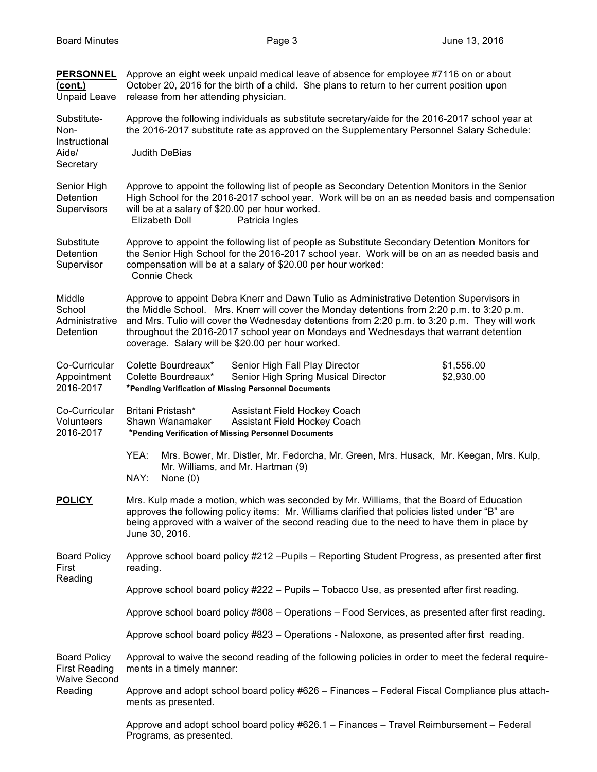**PERSONNEL (cont.)**

Unpaid Leave

Approve an eight week unpaid medical leave of absence for employee #7116 on or about October 20, 2016 for the birth of a child. She plans to return to her current position upon release from her attending physician.

Substitute-Non-Instructional Aide/ Secretary

Approve the following individuals as substitute secretary/aide for the 2016-2017 school year at the 2016-2017 substitute rate as approved on the Supplementary Personnel Salary Schedule:

Judith DeBias

Senior High Detention Supervisors

Approve to appoint the following list of people as Secondary Detention Monitors in the Senior High School for the 2016-2017 school year. Work will be on an as needed basis and compensation will be at a salary of $20.00 per hour worked.

Elizabeth Doll    Patricia Ingles

Substitute Detention Supervisor

Approve to appoint the following list of people as Substitute Secondary Detention Monitors for the Senior High School for the 2016-2017 school year. Work will be on an as needed basis and compensation will be at a salary of $20.00 per hour worked:

Connie Check

Middle School Administrative Detention

Approve to appoint Debra Knerr and Dawn Tulio as Administrative Detention Supervisors in the Middle School. Mrs. Knerr will cover the Monday detentions from 2:20 p.m. to 3:20 p.m. and Mrs. Tulio will cover the Wednesday detentions from 2:20 p.m. to 3:20 p.m. They will work throughout the 2016-2017 school year on Mondays and Wednesdays that warrant detention coverage. Salary will be $20.00 per hour worked.

Co-Curricular Appointment 2016-2017

| | | |
|---|---|---|
| Colette Bourdreaux* | Senior High Fall Play Director | $1,556.00 |
| Colette Bourdreaux* | Senior High Spring Musical Director | $2,930.00 |

***Pending Verification of Missing Personnel Documents**

Co-Curricular Volunteers 2016-2017

| | |
|---|---|
| Britani Pristash* | Assistant Field Hockey Coach |
| Shawn Wanamaker | Assistant Field Hockey Coach |

***Pending Verification of Missing Personnel Documents**

YEA: Mrs. Bower, Mr. Distler, Mr. Fedorcha, Mr. Green, Mrs. Husack, Mr. Keegan, Mrs. Kulp, Mr. Williams, and Mr. Hartman (9)

NAY: None (0)

**POLICY**

Mrs. Kulp made a motion, which was seconded by Mr. Williams, that the Board of Education approves the following policy items: Mr. Williams clarified that policies listed under "B" are being approved with a waiver of the second reading due to the need to have them in place by June 30, 2016.

Board Policy First Reading

Approve school board policy #212 –Pupils – Reporting Student Progress, as presented after first reading.

Approve school board policy #222 – Pupils – Tobacco Use, as presented after first reading.

Approve school board policy #808 – Operations – Food Services, as presented after first reading.

Approve school board policy #823 – Operations - Naloxone, as presented after first reading.

Board Policy First Reading Waive Second Reading

Approval to waive the second reading of the following policies in order to meet the federal requirements in a timely manner:

Approve and adopt school board policy #626 – Finances – Federal Fiscal Compliance plus attachments as presented.

Approve and adopt school board policy #626.1 – Finances – Travel Reimbursement – Federal Programs, as presented.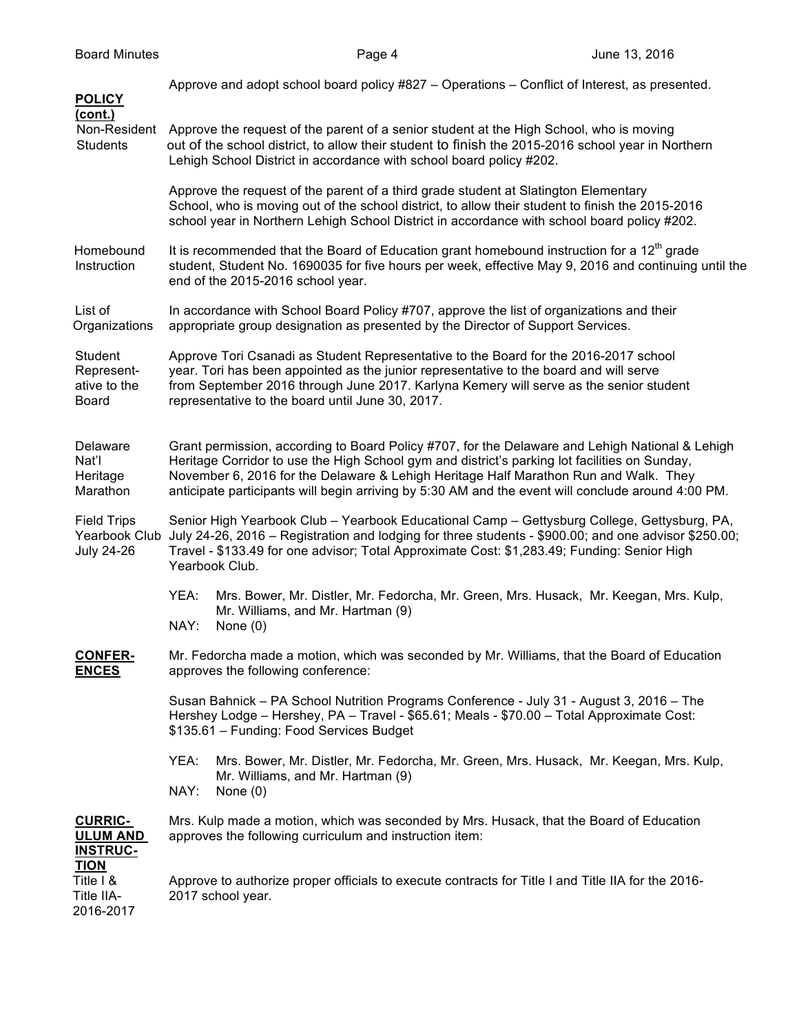**POLICY (cont.)**

Approve and adopt school board policy #827 – Operations – Conflict of Interest, as presented.

Non-Resident Students

Approve the request of the parent of a senior student at the High School, who is moving out of the school district, to allow their student to finish the 2015-2016 school year in Northern Lehigh School District in accordance with school board policy #202.

Approve the request of the parent of a third grade student at Slatington Elementary School, who is moving out of the school district, to allow their student to finish the 2015-2016 school year in Northern Lehigh School District in accordance with school board policy #202.

Homebound Instruction

It is recommended that the Board of Education grant homebound instruction for a 12th grade student, Student No. 1690035 for five hours per week, effective May 9, 2016 and continuing until the end of the 2015-2016 school year.

List of Organizations

In accordance with School Board Policy #707, approve the list of organizations and their appropriate group designation as presented by the Director of Support Services.

Student Representative to the Board

Approve Tori Csanadi as Student Representative to the Board for the 2016-2017 school year. Tori has been appointed as the junior representative to the board and will serve from September 2016 through June 2017. Karlyna Kemery will serve as the senior student representative to the board until June 30, 2017.

Delaware Nat'l Heritage Marathon

Grant permission, according to Board Policy #707, for the Delaware and Lehigh National & Lehigh Heritage Corridor to use the High School gym and district's parking lot facilities on Sunday, November 6, 2016 for the Delaware & Lehigh Heritage Half Marathon Run and Walk. They anticipate participants will begin arriving by 5:30 AM and the event will conclude around 4:00 PM.

Field Trips Yearbook Club July 24-26

Senior High Yearbook Club – Yearbook Educational Camp – Gettysburg College, Gettysburg, PA, July 24-26, 2016 – Registration and lodging for three students - $900.00; and one advisor $250.00; Travel - $133.49 for one advisor; Total Approximate Cost: $1,283.49; Funding: Senior High Yearbook Club.

YEA: Mrs. Bower, Mr. Distler, Mr. Fedorcha, Mr. Green, Mrs. Husack, Mr. Keegan, Mrs. Kulp, Mr. Williams, and Mr. Hartman (9)
NAY: None (0)

**CONFERENCES**

Mr. Fedorcha made a motion, which was seconded by Mr. Williams, that the Board of Education approves the following conference:

Susan Bahnick – PA School Nutrition Programs Conference - July 31 - August 3, 2016 – The Hershey Lodge – Hershey, PA – Travel - $65.61; Meals - $70.00 – Total Approximate Cost: $135.61 – Funding: Food Services Budget

YEA: Mrs. Bower, Mr. Distler, Mr. Fedorcha, Mr. Green, Mrs. Husack, Mr. Keegan, Mrs. Kulp, Mr. Williams, and Mr. Hartman (9)
NAY: None (0)

**CURRICULUM AND INSTRUCTION**

Mrs. Kulp made a motion, which was seconded by Mrs. Husack, that the Board of Education approves the following curriculum and instruction item:

Title I & Title IIA-2016-2017

Approve to authorize proper officials to execute contracts for Title I and Title IIA for the 2016-2017 school year.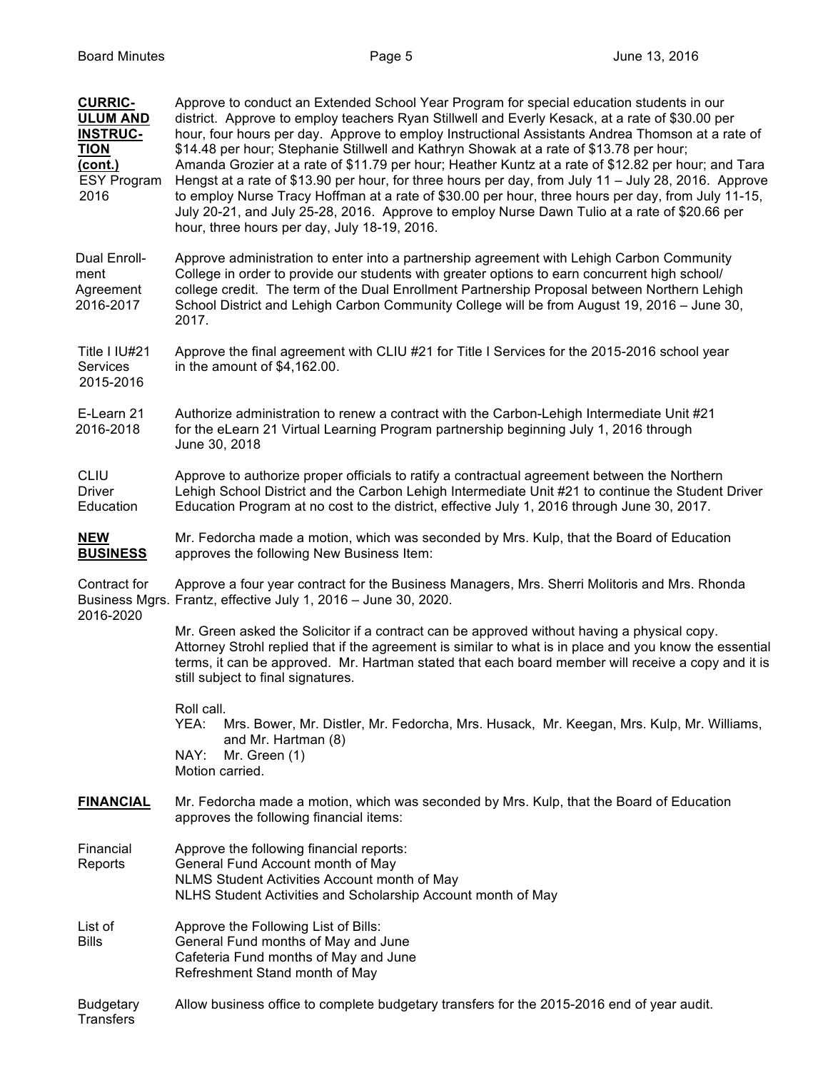**CURRICULUM AND INSTRUCTION (cont.)**

ESY Program 2016 — Approve to conduct an Extended School Year Program for special education students in our district. Approve to employ teachers Ryan Stillwell and Everly Kesack, at a rate of $30.00 per hour, four hours per day. Approve to employ Instructional Assistants Andrea Thomson at a rate of $14.48 per hour; Stephanie Stillwell and Kathryn Showak at a rate of $13.78 per hour; Amanda Grozier at a rate of $11.79 per hour; Heather Kuntz at a rate of $12.82 per hour; and Tara Hengst at a rate of $13.90 per hour, for three hours per day, from July 11 – July 28, 2016. Approve to employ Nurse Tracy Hoffman at a rate of $30.00 per hour, three hours per day, from July 11-15, July 20-21, and July 25-28, 2016. Approve to employ Nurse Dawn Tulio at a rate of $20.66 per hour, three hours per day, July 18-19, 2016.

Dual Enrollment Agreement 2016-2017 — Approve administration to enter into a partnership agreement with Lehigh Carbon Community College in order to provide our students with greater options to earn concurrent high school/ college credit. The term of the Dual Enrollment Partnership Proposal between Northern Lehigh School District and Lehigh Carbon Community College will be from August 19, 2016 – June 30, 2017.

Title I IU#21 Services 2015-2016 — Approve the final agreement with CLIU #21 for Title I Services for the 2015-2016 school year in the amount of $4,162.00.

E-Learn 21 2016-2018 — Authorize administration to renew a contract with the Carbon-Lehigh Intermediate Unit #21 for the eLearn 21 Virtual Learning Program partnership beginning July 1, 2016 through June 30, 2018

CLIU Driver Education — Approve to authorize proper officials to ratify a contractual agreement between the Northern Lehigh School District and the Carbon Lehigh Intermediate Unit #21 to continue the Student Driver Education Program at no cost to the district, effective July 1, 2016 through June 30, 2017.

**NEW BUSINESS**

Mr. Fedorcha made a motion, which was seconded by Mrs. Kulp, that the Board of Education approves the following New Business Item:

Contract for Business Mgrs. 2016-2020 — Approve a four year contract for the Business Managers, Mrs. Sherri Molitoris and Mrs. Rhonda Frantz, effective July 1, 2016 – June 30, 2020.

Mr. Green asked the Solicitor if a contract can be approved without having a physical copy. Attorney Strohl replied that if the agreement is similar to what is in place and you know the essential terms, it can be approved. Mr. Hartman stated that each board member will receive a copy and it is still subject to final signatures.

Roll call.
YEA: Mrs. Bower, Mr. Distler, Mr. Fedorcha, Mrs. Husack, Mr. Keegan, Mrs. Kulp, Mr. Williams, and Mr. Hartman (8)
NAY: Mr. Green (1)
Motion carried.

**FINANCIAL**

Mr. Fedorcha made a motion, which was seconded by Mrs. Kulp, that the Board of Education approves the following financial items:

Financial Reports — Approve the following financial reports:
General Fund Account month of May
NLMS Student Activities Account month of May
NLHS Student Activities and Scholarship Account month of May

List of Bills — Approve the Following List of Bills:
General Fund months of May and June
Cafeteria Fund months of May and June
Refreshment Stand month of May

Budgetary Transfers — Allow business office to complete budgetary transfers for the 2015-2016 end of year audit.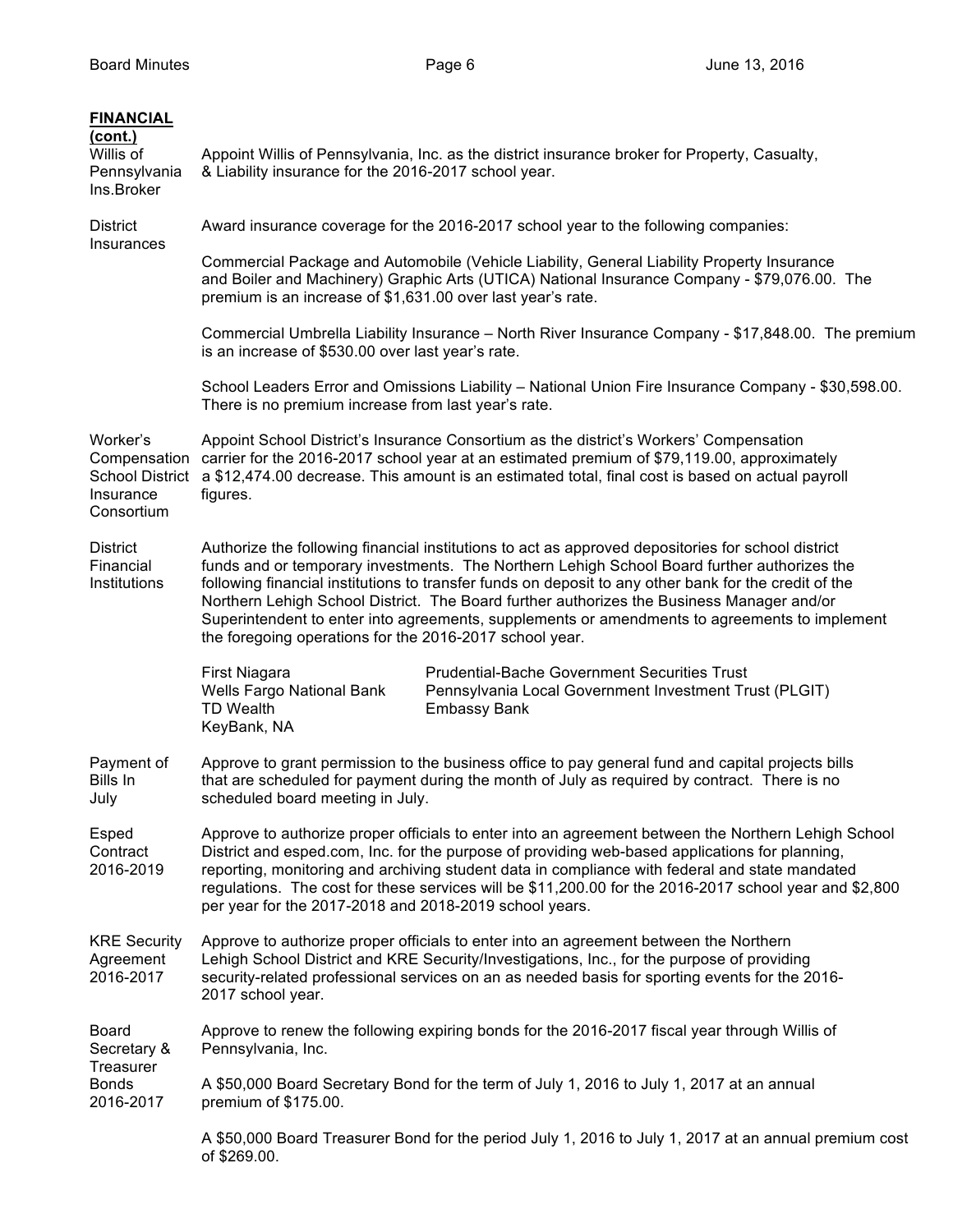**FINANCIAL (cont.)**

**Willis of Pennsylvania Ins.Broker**

Appoint Willis of Pennsylvania, Inc. as the district insurance broker for Property, Casualty, & Liability insurance for the 2016-2017 school year.

**District Insurances**

Award insurance coverage for the 2016-2017 school year to the following companies:

Commercial Package and Automobile (Vehicle Liability, General Liability Property Insurance and Boiler and Machinery) Graphic Arts (UTICA) National Insurance Company - $79,076.00. The premium is an increase of $1,631.00 over last year's rate.

Commercial Umbrella Liability Insurance – North River Insurance Company - $17,848.00. The premium is an increase of $530.00 over last year's rate.

School Leaders Error and Omissions Liability – National Union Fire Insurance Company - $30,598.00. There is no premium increase from last year's rate.

**Worker's Compensation School District Insurance Consortium**

Appoint School District's Insurance Consortium as the district's Workers' Compensation carrier for the 2016-2017 school year at an estimated premium of $79,119.00, approximately a $12,474.00 decrease. This amount is an estimated total, final cost is based on actual payroll figures.

**District Financial Institutions**

Authorize the following financial institutions to act as approved depositories for school district funds and or temporary investments. The Northern Lehigh School Board further authorizes the following financial institutions to transfer funds on deposit to any other bank for the credit of the Northern Lehigh School District. The Board further authorizes the Business Manager and/or Superintendent to enter into agreements, supplements or amendments to agreements to implement the foregoing operations for the 2016-2017 school year.

First Niagara
Wells Fargo National Bank
TD Wealth
KeyBank, NA
Prudential-Bache Government Securities Trust
Pennsylvania Local Government Investment Trust (PLGIT)
Embassy Bank

**Payment of Bills In July**

Approve to grant permission to the business office to pay general fund and capital projects bills that are scheduled for payment during the month of July as required by contract. There is no scheduled board meeting in July.

**Esped Contract 2016-2019**

Approve to authorize proper officials to enter into an agreement between the Northern Lehigh School District and esped.com, Inc. for the purpose of providing web-based applications for planning, reporting, monitoring and archiving student data in compliance with federal and state mandated regulations. The cost for these services will be $11,200.00 for the 2016-2017 school year and $2,800 per year for the 2017-2018 and 2018-2019 school years.

**KRE Security Agreement 2016-2017**

Approve to authorize proper officials to enter into an agreement between the Northern Lehigh School District and KRE Security/Investigations, Inc., for the purpose of providing security-related professional services on an as needed basis for sporting events for the 2016-2017 school year.

**Board Secretary & Treasurer Bonds 2016-2017**

Approve to renew the following expiring bonds for the 2016-2017 fiscal year through Willis of Pennsylvania, Inc.

A $50,000 Board Secretary Bond for the term of July 1, 2016 to July 1, 2017 at an annual premium of $175.00.

A $50,000 Board Treasurer Bond for the period July 1, 2016 to July 1, 2017 at an annual premium cost of $269.00.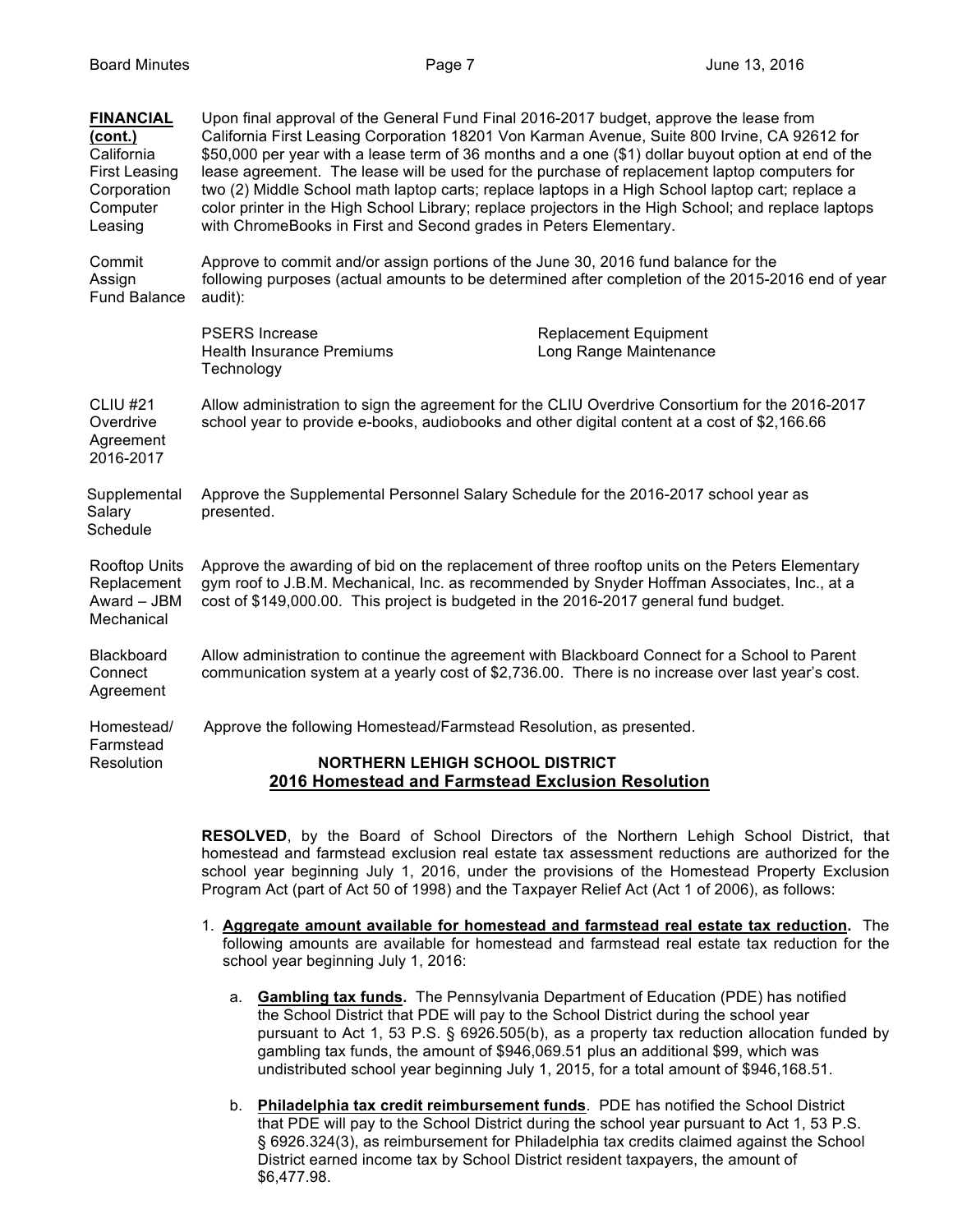**FINANCIAL (cont.)**
California First Leasing Corporation Computer Leasing

Upon final approval of the General Fund Final 2016-2017 budget, approve the lease from California First Leasing Corporation 18201 Von Karman Avenue, Suite 800 Irvine, CA 92612 for $50,000 per year with a lease term of 36 months and a one ($1) dollar buyout option at end of the lease agreement. The lease will be used for the purchase of replacement laptop computers for two (2) Middle School math laptop carts; replace laptops in a High School laptop cart; replace a color printer in the High School Library; replace projectors in the High School; and replace laptops with ChromeBooks in First and Second grades in Peters Elementary.

Commit Assign Fund Balance

Approve to commit and/or assign portions of the June 30, 2016 fund balance for the following purposes (actual amounts to be determined after completion of the 2015-2016 end of year audit):

| | |
|---|---|
| PSERS Increase | Replacement Equipment |
| Health Insurance Premiums | Long Range Maintenance |
| Technology | |

CLIU #21 Overdrive Agreement 2016-2017

Allow administration to sign the agreement for the CLIU Overdrive Consortium for the 2016-2017 school year to provide e-books, audiobooks and other digital content at a cost of $2,166.66

Supplemental Salary Schedule

Approve the Supplemental Personnel Salary Schedule for the 2016-2017 school year as presented.

Rooftop Units Replacement Award – JBM Mechanical

Approve the awarding of bid on the replacement of three rooftop units on the Peters Elementary gym roof to J.B.M. Mechanical, Inc. as recommended by Snyder Hoffman Associates, Inc., at a cost of $149,000.00. This project is budgeted in the 2016-2017 general fund budget.

Blackboard Connect Agreement

Allow administration to continue the agreement with Blackboard Connect for a School to Parent communication system at a yearly cost of $2,736.00. There is no increase over last year's cost.

Homestead/ Farmstead Resolution

Approve the following Homestead/Farmstead Resolution, as presented.

**NORTHERN LEHIGH SCHOOL DISTRICT**
**2016 Homestead and Farmstead Exclusion Resolution**

**RESOLVED**, by the Board of School Directors of the Northern Lehigh School District, that homestead and farmstead exclusion real estate tax assessment reductions are authorized for the school year beginning July 1, 2016, under the provisions of the Homestead Property Exclusion Program Act (part of Act 50 of 1998) and the Taxpayer Relief Act (Act 1 of 2006), as follows:

1. **Aggregate amount available for homestead and farmstead real estate tax reduction.** The following amounts are available for homestead and farmstead real estate tax reduction for the school year beginning July 1, 2016:

   a. **Gambling tax funds.** The Pennsylvania Department of Education (PDE) has notified the School District that PDE will pay to the School District during the school year pursuant to Act 1, 53 P.S. § 6926.505(b), as a property tax reduction allocation funded by gambling tax funds, the amount of $946,069.51 plus an additional $99, which was undistributed school year beginning July 1, 2015, for a total amount of $946,168.51.

   b. **Philadelphia tax credit reimbursement funds**. PDE has notified the School District that PDE will pay to the School District during the school year pursuant to Act 1, 53 P.S. § 6926.324(3), as reimbursement for Philadelphia tax credits claimed against the School District earned income tax by School District resident taxpayers, the amount of $6,477.98.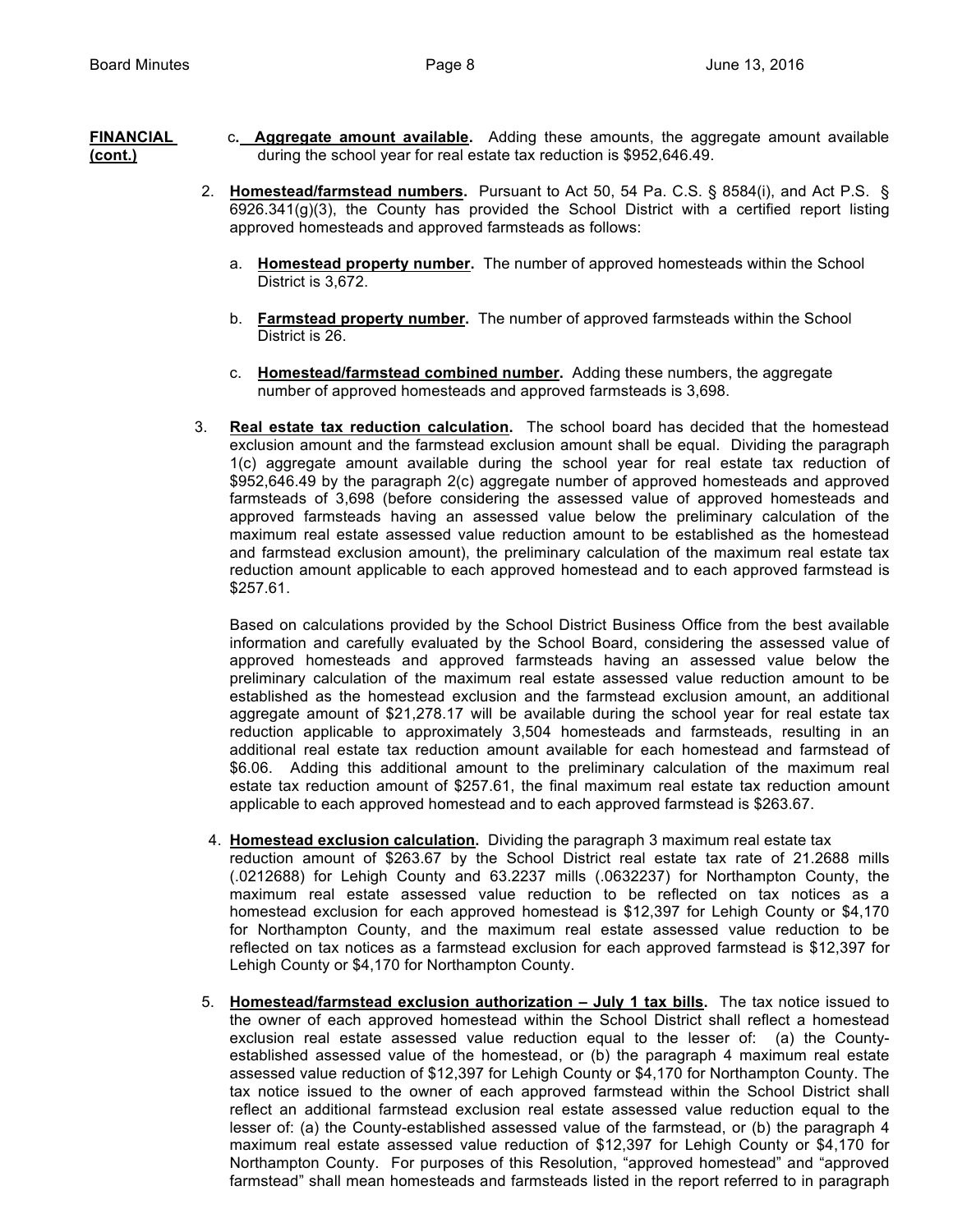**FINANCIAL (cont.)**

c. **Aggregate amount available.** Adding these amounts, the aggregate amount available during the school year for real estate tax reduction is $952,646.49.

2. **Homestead/farmstead numbers.** Pursuant to Act 50, 54 Pa. C.S. § 8584(i), and Act P.S. § 6926.341(g)(3), the County has provided the School District with a certified report listing approved homesteads and approved farmsteads as follows:

   a. **Homestead property number.** The number of approved homesteads within the School District is 3,672.

   b. **Farmstead property number.** The number of approved farmsteads within the School District is 26.

   c. **Homestead/farmstead combined number.** Adding these numbers, the aggregate number of approved homesteads and approved farmsteads is 3,698.

3. **Real estate tax reduction calculation.** The school board has decided that the homestead exclusion amount and the farmstead exclusion amount shall be equal. Dividing the paragraph 1(c) aggregate amount available during the school year for real estate tax reduction of $952,646.49 by the paragraph 2(c) aggregate number of approved homesteads and approved farmsteads of 3,698 (before considering the assessed value of approved homesteads and approved farmsteads having an assessed value below the preliminary calculation of the maximum real estate assessed value reduction amount to be established as the homestead and farmstead exclusion amount), the preliminary calculation of the maximum real estate tax reduction amount applicable to each approved homestead and to each approved farmstead is $257.61.

   Based on calculations provided by the School District Business Office from the best available information and carefully evaluated by the School Board, considering the assessed value of approved homesteads and approved farmsteads having an assessed value below the preliminary calculation of the maximum real estate assessed value reduction amount to be established as the homestead exclusion and the farmstead exclusion amount, an additional aggregate amount of $21,278.17 will be available during the school year for real estate tax reduction applicable to approximately 3,504 homesteads and farmsteads, resulting in an additional real estate tax reduction amount available for each homestead and farmstead of $6.06. Adding this additional amount to the preliminary calculation of the maximum real estate tax reduction amount of $257.61, the final maximum real estate tax reduction amount applicable to each approved homestead and to each approved farmstead is $263.67.

4. **Homestead exclusion calculation.** Dividing the paragraph 3 maximum real estate tax reduction amount of $263.67 by the School District real estate tax rate of 21.2688 mills (.0212688) for Lehigh County and 63.2237 mills (.0632237) for Northampton County, the maximum real estate assessed value reduction to be reflected on tax notices as a homestead exclusion for each approved homestead is $12,397 for Lehigh County or $4,170 for Northampton County, and the maximum real estate assessed value reduction to be reflected on tax notices as a farmstead exclusion for each approved farmstead is $12,397 for Lehigh County or $4,170 for Northampton County.

5. **Homestead/farmstead exclusion authorization – July 1 tax bills.** The tax notice issued to the owner of each approved homestead within the School District shall reflect a homestead exclusion real estate assessed value reduction equal to the lesser of: (a) the County-established assessed value of the homestead, or (b) the paragraph 4 maximum real estate assessed value reduction of $12,397 for Lehigh County or $4,170 for Northampton County. The tax notice issued to the owner of each approved farmstead within the School District shall reflect an additional farmstead exclusion real estate assessed value reduction equal to the lesser of: (a) the County-established assessed value of the farmstead, or (b) the paragraph 4 maximum real estate assessed value reduction of $12,397 for Lehigh County or $4,170 for Northampton County. For purposes of this Resolution, "approved homestead" and "approved farmstead" shall mean homesteads and farmsteads listed in the report referred to in paragraph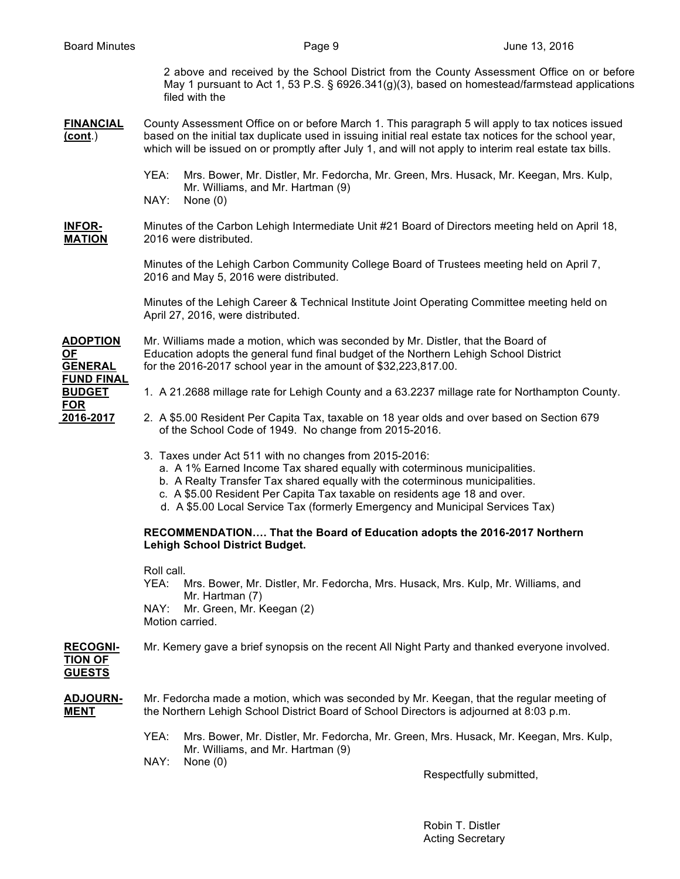2 above and received by the School District from the County Assessment Office on or before May 1 pursuant to Act 1, 53 P.S. § 6926.341(g)(3), based on homestead/farmstead applications filed with the

**FINANCIAL (cont.)**

County Assessment Office on or before March 1. This paragraph 5 will apply to tax notices issued based on the initial tax duplicate used in issuing initial real estate tax notices for the school year, which will be issued on or promptly after July 1, and will not apply to interim real estate tax bills.

YEA: Mrs. Bower, Mr. Distler, Mr. Fedorcha, Mr. Green, Mrs. Husack, Mr. Keegan, Mrs. Kulp, Mr. Williams, and Mr. Hartman (9)
NAY: None (0)

**INFORMATION**

Minutes of the Carbon Lehigh Intermediate Unit #21 Board of Directors meeting held on April 18, 2016 were distributed.

Minutes of the Lehigh Carbon Community College Board of Trustees meeting held on April 7, 2016 and May 5, 2016 were distributed.

Minutes of the Lehigh Career & Technical Institute Joint Operating Committee meeting held on April 27, 2016, were distributed.

**ADOPTION OF GENERAL FUND FINAL BUDGET FOR 2016-2017**

Mr. Williams made a motion, which was seconded by Mr. Distler, that the Board of Education adopts the general fund final budget of the Northern Lehigh School District for the 2016-2017 school year in the amount of $32,223,817.00.

1. A 21.2688 millage rate for Lehigh County and a 63.2237 millage rate for Northampton County.
2. A $5.00 Resident Per Capita Tax, taxable on 18 year olds and over based on Section 679 of the School Code of 1949. No change from 2015-2016.
3. Taxes under Act 511 with no changes from 2015-2016:
   a. A 1% Earned Income Tax shared equally with coterminous municipalities.
   b. A Realty Transfer Tax shared equally with the coterminous municipalities.
   c. A $5.00 Resident Per Capita Tax taxable on residents age 18 and over.
   d. A $5.00 Local Service Tax (formerly Emergency and Municipal Services Tax)

**RECOMMENDATION…. That the Board of Education adopts the 2016-2017 Northern Lehigh School District Budget.**

Roll call.
YEA: Mrs. Bower, Mr. Distler, Mr. Fedorcha, Mrs. Husack, Mrs. Kulp, Mr. Williams, and Mr. Hartman (7)
NAY: Mr. Green, Mr. Keegan (2)
Motion carried.

**RECOGNITION OF GUESTS**

Mr. Kemery gave a brief synopsis on the recent All Night Party and thanked everyone involved.

**ADJOURNMENT**

Mr. Fedorcha made a motion, which was seconded by Mr. Keegan, that the regular meeting of the Northern Lehigh School District Board of School Directors is adjourned at 8:03 p.m.

YEA: Mrs. Bower, Mr. Distler, Mr. Fedorcha, Mr. Green, Mrs. Husack, Mr. Keegan, Mrs. Kulp, Mr. Williams, and Mr. Hartman (9)
NAY: None (0)

Respectfully submitted,

Robin T. Distler
Acting Secretary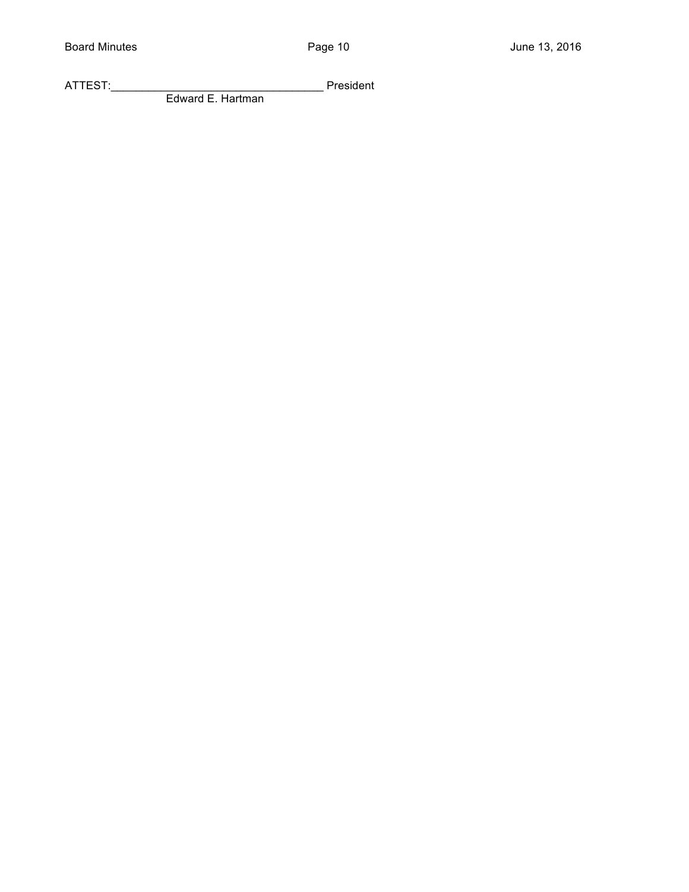ATTEST:___________________________________ President
Edward E. Hartman